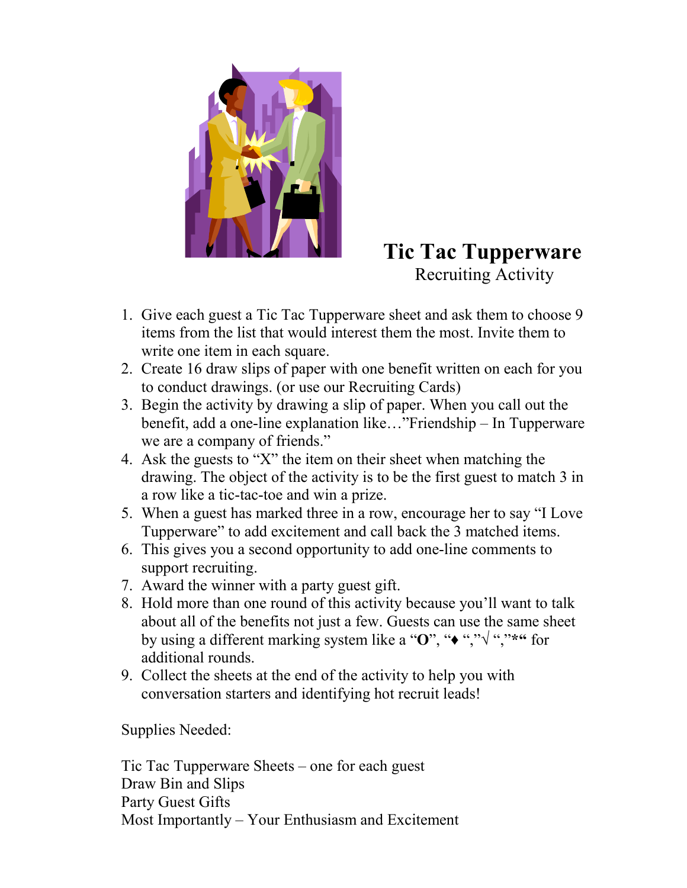# Tic Tac Tupperware

Recruiting Activity

1. Give each guest a Tic Tac Tupperware sheet and ask them to choose 9 items from the list that would interest them the most. Invite them to write one item in each square.
2. Create 16 draw slips of paper with one benefit written on each for you to conduct drawings. (or use our Recruiting Cards)
3. Begin the activity by drawing a slip of paper. When you call out the benefit, add a one-line explanation like…"Friendship – In Tupperware we are a company of friends."
4. Ask the guests to "X" the item on their sheet when matching the drawing. The object of the activity is to be the first guest to match 3 in a row like a tic-tac-toe and win a prize.
5. When a guest has marked three in a row, encourage her to say "I Love Tupperware" to add excitement and call back the 3 matched items.
6. This gives you a second opportunity to add one-line comments to support recruiting.
7. Award the winner with a party guest gift.
8. Hold more than one round of this activity because you'll want to talk about all of the benefits not just a few. Guests can use the same sheet by using a different marking system like a "**O**", "♦ ","√ ","*" for additional rounds.
9. Collect the sheets at the end of the activity to help you with conversation starters and identifying hot recruit leads!

Supplies Needed:

Tic Tac Tupperware Sheets – one for each guest
Draw Bin and Slips
Party Guest Gifts
Most Importantly – Your Enthusiasm and Excitement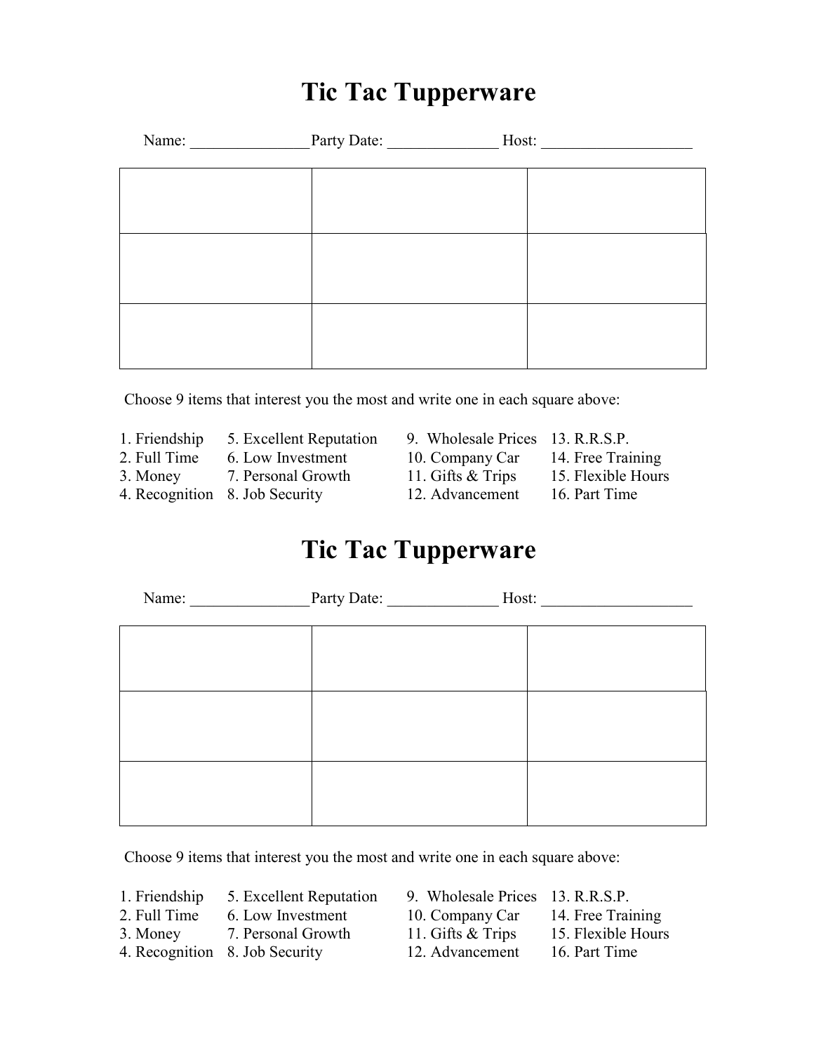# Tic Tac Tupperware

Name: _______________ Party Date: ______________ Host: ___________________

| | | |
|---|---|---|
| | | |
| | | |
| | | |

Choose 9 items that interest you the most and write one in each square above:

1. Friendship
2. Full Time
3. Money
4. Recognition
5. Excellent Reputation
6. Low Investment
7. Personal Growth
8. Job Security
9. Wholesale Prices
10. Company Car
11. Gifts & Trips
12. Advancement
13. R.R.S.P.
14. Free Training
15. Flexible Hours
16. Part Time

# Tic Tac Tupperware

Name: _______________ Party Date: ______________ Host: ___________________

| | | |
|---|---|---|
| | | |
| | | |
| | | |

Choose 9 items that interest you the most and write one in each square above:

1. Friendship
2. Full Time
3. Money
4. Recognition
5. Excellent Reputation
6. Low Investment
7. Personal Growth
8. Job Security
9. Wholesale Prices
10. Company Car
11. Gifts & Trips
12. Advancement
13. R.R.S.P.
14. Free Training
15. Flexible Hours
16. Part Time